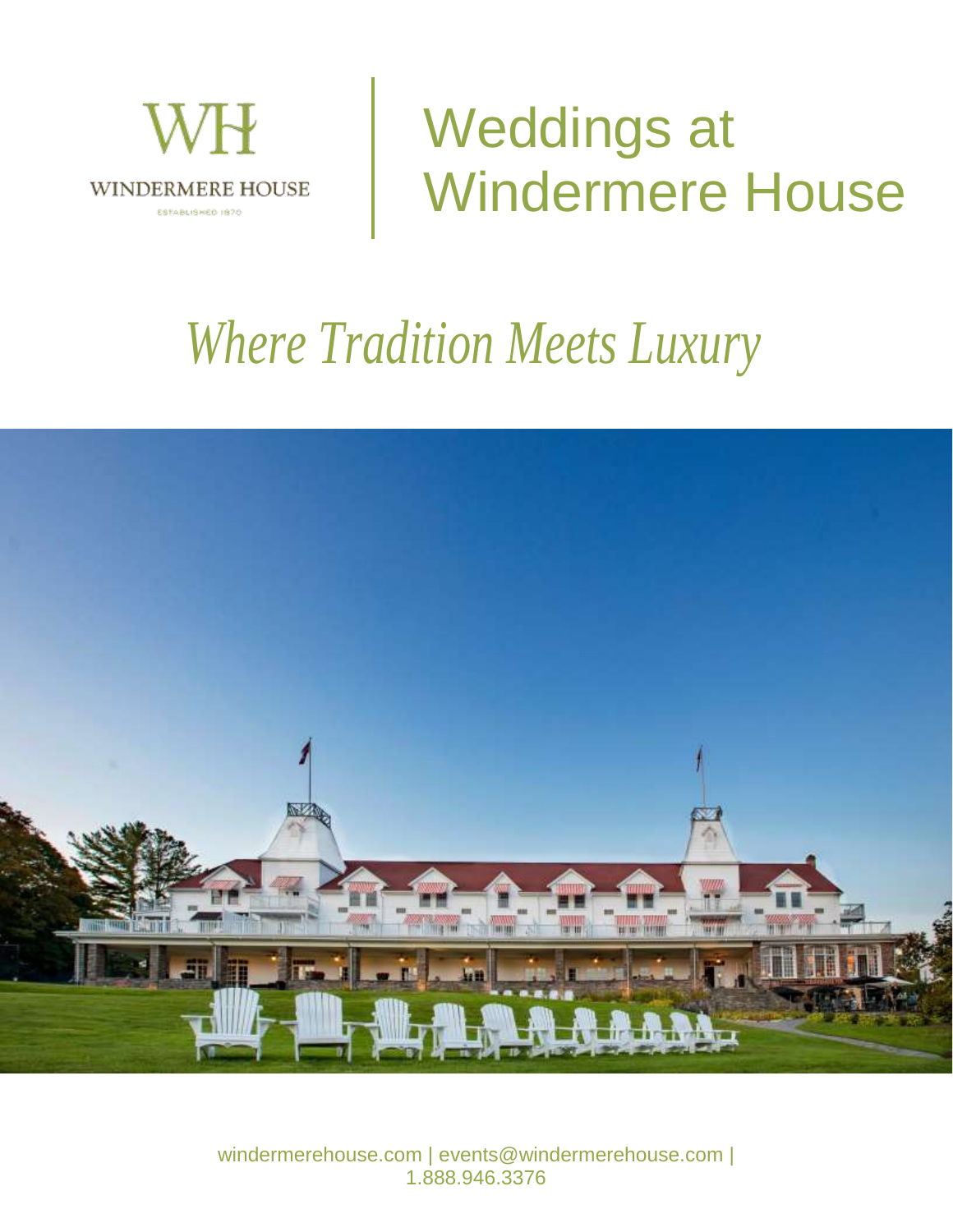WH

WINDERMERE HOUSE

ESTABLISHED 1870

# Weddings at Windermere House

*Where Tradition Meets Luxury*

windermerehouse.com | events@windermerehouse.com | 1.888.946.3376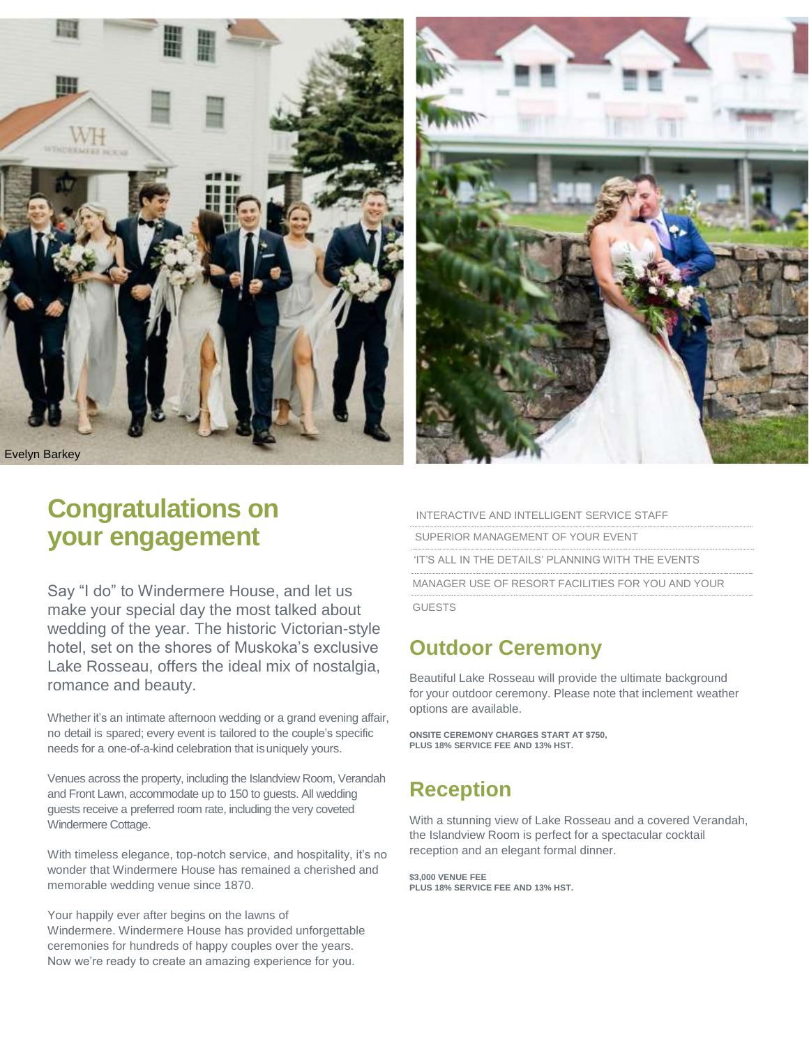Evelyn Barkey

## Congratulations on your engagement

Say "I do" to Windermere House, and let us make your special day the most talked about wedding of the year. The historic Victorian-style hotel, set on the shores of Muskoka's exclusive Lake Rosseau, offers the ideal mix of nostalgia, romance and beauty.

Whether it's an intimate afternoon wedding or a grand evening affair, no detail is spared; every event is tailored to the couple's specific needs for a one-of-a-kind celebration that is uniquely yours.

Venues across the property, including the Islandview Room, Verandah and Front Lawn, accommodate up to 150 to guests. All wedding guests receive a preferred room rate, including the very coveted Windermere Cottage.

With timeless elegance, top-notch service, and hospitality, it's no wonder that Windermere House has remained a cherished and memorable wedding venue since 1870.

Your happily ever after begins on the lawns of Windermere. Windermere House has provided unforgettable ceremonies for hundreds of happy couples over the years. Now we're ready to create an amazing experience for you.

INTERACTIVE AND INTELLIGENT SERVICE STAFF

SUPERIOR MANAGEMENT OF YOUR EVENT

'IT'S ALL IN THE DETAILS' PLANNING WITH THE EVENTS

MANAGER USE OF RESORT FACILITIES FOR YOU AND YOUR

GUESTS

## Outdoor Ceremony

Beautiful Lake Rosseau will provide the ultimate background for your outdoor ceremony. Please note that inclement weather options are available.

**ONSITE CEREMONY CHARGES START AT $750, PLUS 18% SERVICE FEE AND 13% HST.**

## Reception

With a stunning view of Lake Rosseau and a covered Verandah, the Islandview Room is perfect for a spectacular cocktail reception and an elegant formal dinner.

**$3,000 VENUE FEE PLUS 18% SERVICE FEE AND 13% HST.**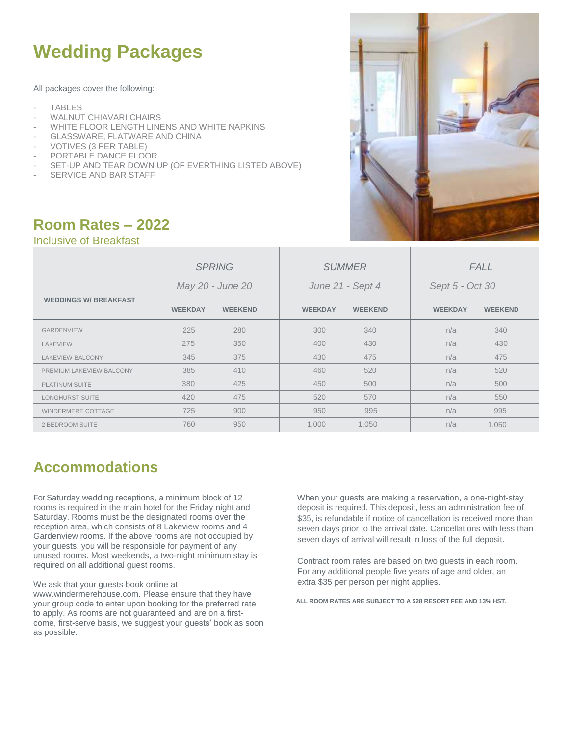# Wedding Packages

All packages cover the following:

- TABLES
- WALNUT CHIAVARI CHAIRS
- WHITE FLOOR LENGTH LINENS AND WHITE NAPKINS
- GLASSWARE, FLATWARE AND CHINA
- VOTIVES (3 PER TABLE)
- PORTABLE DANCE FLOOR
- SET-UP AND TEAR DOWN UP (OF EVERTHING LISTED ABOVE)
- SERVICE AND BAR STAFF

## Room Rates – 2022

Inclusive of Breakfast

| WEDDINGS W/ BREAKFAST | *SPRING* *May 20 - June 20* | | *SUMMER* *June 21 - Sept 4* | | *FALL* *Sept 5 - Oct 30* | |
|---|---|---|---|---|---|---|
| | **WEEKDAY** | **WEEKEND** | **WEEKDAY** | **WEEKEND** | **WEEKDAY** | **WEEKEND** |
| GARDENVIEW | 225 | 280 | 300 | 340 | n/a | 340 |
| LAKEVIEW | 275 | 350 | 400 | 430 | n/a | 430 |
| LAKEVIEW BALCONY | 345 | 375 | 430 | 475 | n/a | 475 |
| PREMIUM LAKEVIEW BALCONY | 385 | 410 | 460 | 520 | n/a | 520 |
| PLATINUM SUITE | 380 | 425 | 450 | 500 | n/a | 500 |
| LONGHURST SUITE | 420 | 475 | 520 | 570 | n/a | 550 |
| WINDERMERE COTTAGE | 725 | 900 | 950 | 995 | n/a | 995 |
| 2 BEDROOM SUITE | 760 | 950 | 1,000 | 1,050 | n/a | 1,050 |

# Accommodations

For Saturday wedding receptions, a minimum block of 12 rooms is required in the main hotel for the Friday night and Saturday. Rooms must be the designated rooms over the reception area, which consists of 8 Lakeview rooms and 4 Gardenview rooms. If the above rooms are not occupied by your guests, you will be responsible for payment of any unused rooms. Most weekends, a two-night minimum stay is required on all additional guest rooms.

We ask that your guests book online at www.windermerehouse.com. Please ensure that they have your group code to enter upon booking for the preferred rate to apply. As rooms are not guaranteed and are on a first-come, first-serve basis, we suggest your guests' book as soon as possible.

When your guests are making a reservation, a one-night-stay deposit is required. This deposit, less an administration fee of $35, is refundable if notice of cancellation is received more than seven days prior to the arrival date. Cancellations with less than seven days of arrival will result in loss of the full deposit.

Contract room rates are based on two guests in each room. For any additional people five years of age and older, an extra $35 per person per night applies.

**ALL ROOM RATES ARE SUBJECT TO A $28 RESORT FEE AND 13% HST.**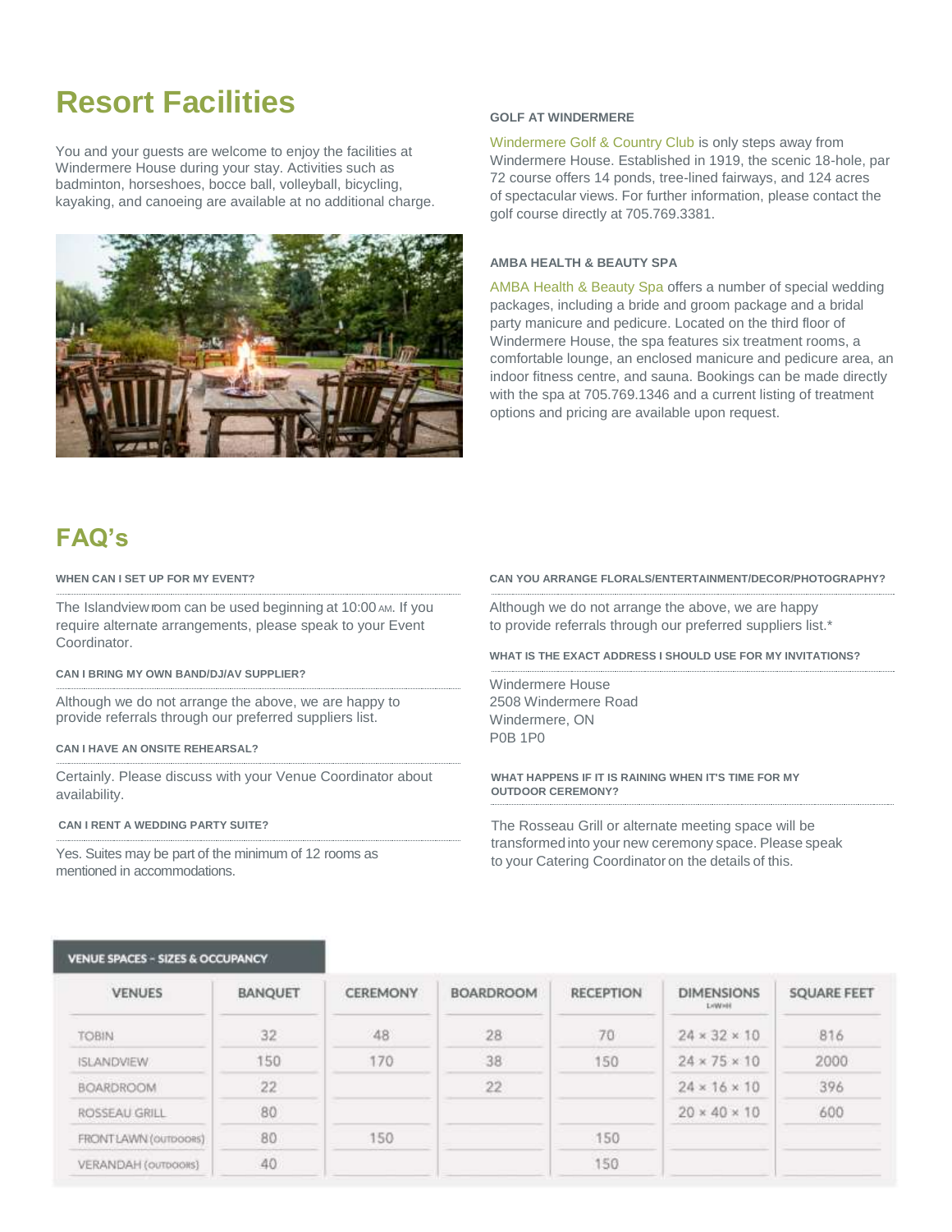## Resort Facilities

You and your guests are welcome to enjoy the facilities at Windermere House during your stay. Activities such as badminton, horseshoes, bocce ball, volleyball, bicycling, kayaking, and canoeing are available at no additional charge.

### GOLF AT WINDERMERE

Windermere Golf & Country Club is only steps away from Windermere House. Established in 1919, the scenic 18-hole, par 72 course offers 14 ponds, tree-lined fairways, and 124 acres of spectacular views. For further information, please contact the golf course directly at 705.769.3381.

### AMBA HEALTH & BEAUTY SPA

AMBA Health & Beauty Spa offers a number of special wedding packages, including a bride and groom package and a bridal party manicure and pedicure. Located on the third floor of Windermere House, the spa features six treatment rooms, a comfortable lounge, an enclosed manicure and pedicure area, an indoor fitness centre, and sauna. Bookings can be made directly with the spa at 705.769.1346 and a current listing of treatment options and pricing are available upon request.

## FAQ's

**WHEN CAN I SET UP FOR MY EVENT?**

The Islandview room can be used beginning at 10:00 AM. If you require alternate arrangements, please speak to your Event Coordinator.

**CAN I BRING MY OWN BAND/DJ/AV SUPPLIER?**

Although we do not arrange the above, we are happy to provide referrals through our preferred suppliers list.

**CAN I HAVE AN ONSITE REHEARSAL?**

Certainly. Please discuss with your Venue Coordinator about availability.

**CAN I RENT A WEDDING PARTY SUITE?**

Yes. Suites may be part of the minimum of 12 rooms as mentioned in accommodations.

**CAN YOU ARRANGE FLORALS/ENTERTAINMENT/DECOR/PHOTOGRAPHY?**

Although we do not arrange the above, we are happy to provide referrals through our preferred suppliers list.*

**WHAT IS THE EXACT ADDRESS I SHOULD USE FOR MY INVITATIONS?**

Windermere House
2508 Windermere Road
Windermere, ON
P0B 1P0

**WHAT HAPPENS IF IT IS RAINING WHEN IT'S TIME FOR MY OUTDOOR CEREMONY?**

The Rosseau Grill or alternate meeting space will be transformed into your new ceremony space. Please speak to your Catering Coordinator on the details of this.

**VENUE SPACES – SIZES & OCCUPANCY**

| VENUES | BANQUET | CEREMONY | BOARDROOM | RECEPTION | DIMENSIONS (L×W×H) | SQUARE FEET |
|---|---|---|---|---|---|---|
| TOBIN | 32 | 48 | 28 | 70 | 24 × 32 × 10 | 816 |
| ISLANDVIEW | 150 | 170 | 38 | 150 | 24 × 75 × 10 | 2000 |
| BOARDROOM | 22 | | 22 | | 24 × 16 × 10 | 396 |
| ROSSEAU GRILL | 80 | | | | 20 × 40 × 10 | 600 |
| FRONT LAWN (OUTDOORS) | 80 | 150 | | 150 | | |
| VERANDAH (OUTDOORS) | 40 | | | 150 | | |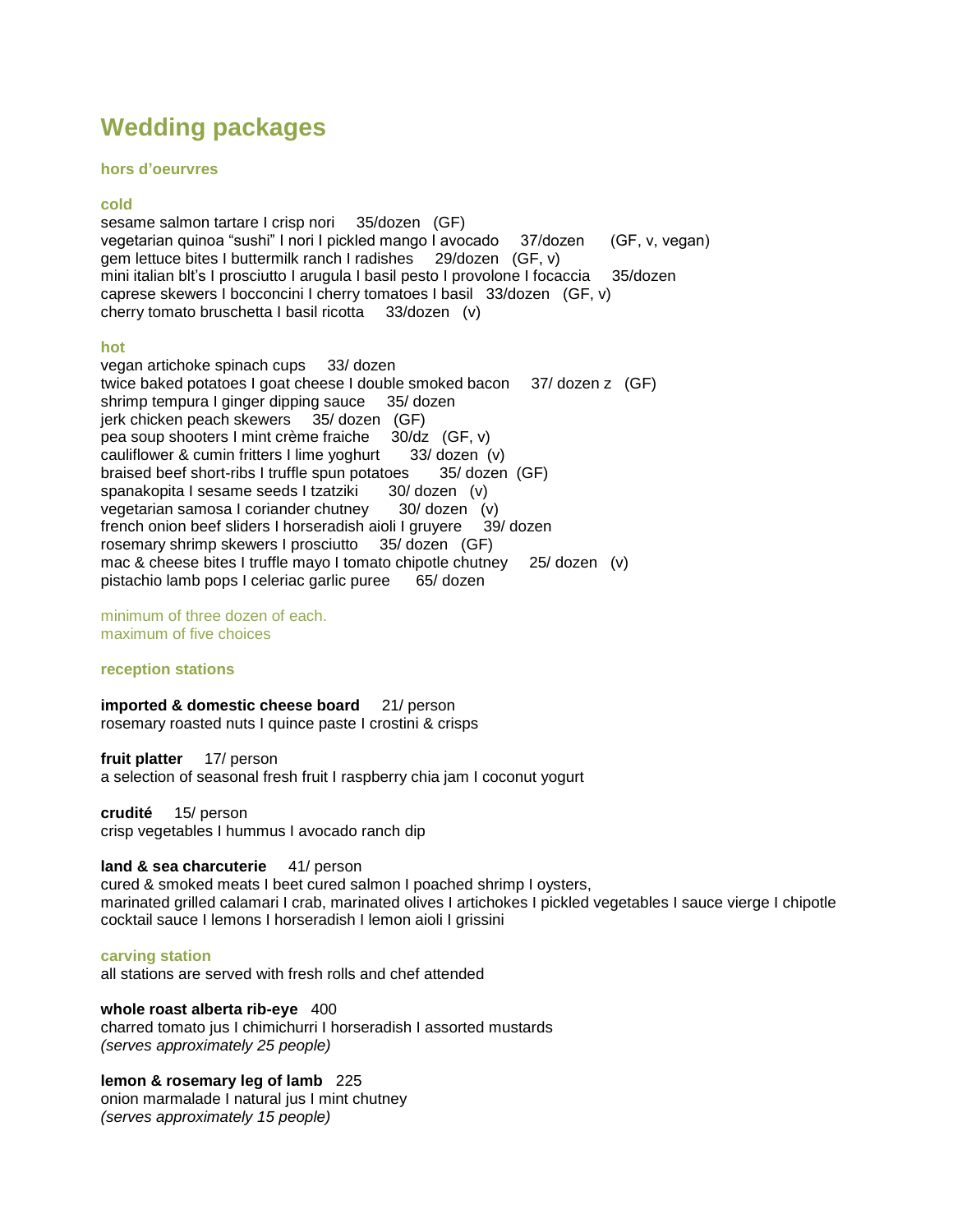# Wedding packages

### hors d'oeurvres

#### cold

sesame salmon tartare I crisp nori 35/dozen (GF)
vegetarian quinoa "sushi" I nori I pickled mango I avocado 37/dozen (GF, v, vegan)
gem lettuce bites I buttermilk ranch I radishes 29/dozen (GF, v)
mini italian blt's I prosciutto I arugula I basil pesto I provolone I focaccia 35/dozen
caprese skewers I bocconcini I cherry tomatoes I basil 33/dozen (GF, v)
cherry tomato bruschetta I basil ricotta 33/dozen (v)

#### hot

vegan artichoke spinach cups 33/ dozen
twice baked potatoes I goat cheese I double smoked bacon 37/ dozen z (GF)
shrimp tempura I ginger dipping sauce 35/ dozen
jerk chicken peach skewers 35/ dozen (GF)
pea soup shooters I mint crème fraiche 30/dz (GF, v)
cauliflower & cumin fritters I lime yoghurt 33/ dozen (v)
braised beef short-ribs I truffle spun potatoes 35/ dozen (GF)
spanakopita I sesame seeds I tzatziki 30/ dozen (v)
vegetarian samosa I coriander chutney 30/ dozen (v)
french onion beef sliders I horseradish aioli I gruyere 39/ dozen
rosemary shrimp skewers I prosciutto 35/ dozen (GF)
mac & cheese bites I truffle mayo I tomato chipotle chutney 25/ dozen (v)
pistachio lamb pops I celeriac garlic puree 65/ dozen

minimum of three dozen of each.
maximum of five choices

### reception stations

**imported & domestic cheese board** 21/ person
rosemary roasted nuts I quince paste I crostini & crisps

**fruit platter** 17/ person
a selection of seasonal fresh fruit I raspberry chia jam I coconut yogurt

**crudité** 15/ person
crisp vegetables I hummus I avocado ranch dip

**land & sea charcuterie** 41/ person
cured & smoked meats I beet cured salmon I poached shrimp I oysters,
marinated grilled calamari I crab, marinated olives I artichokes I pickled vegetables I sauce vierge I chipotle cocktail sauce I lemons I horseradish I lemon aioli I grissini

### carving station

all stations are served with fresh rolls and chef attended

**whole roast alberta rib-eye** 400
charred tomato jus I chimichurri I horseradish I assorted mustards
*(serves approximately 25 people)*

**lemon & rosemary leg of lamb** 225
onion marmalade I natural jus I mint chutney
*(serves approximately 15 people)*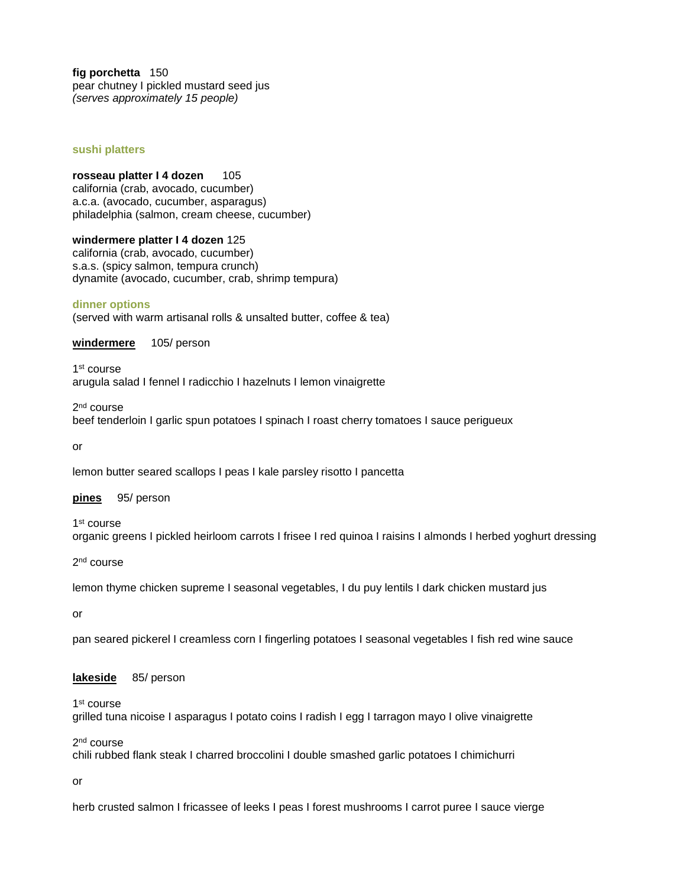**fig porchetta** 150
pear chutney I pickled mustard seed jus
*(serves approximately 15 people)*

## sushi platters

**rosseau platter I 4 dozen** 105
california (crab, avocado, cucumber)
a.c.a. (avocado, cucumber, asparagus)
philadelphia (salmon, cream cheese, cucumber)

**windermere platter I 4 dozen** 125
california (crab, avocado, cucumber)
s.a.s. (spicy salmon, tempura crunch)
dynamite (avocado, cucumber, crab, shrimp tempura)

## dinner options

(served with warm artisanal rolls & unsalted butter, coffee & tea)

### windermere 105/ person

1st course
arugula salad I fennel I radicchio I hazelnuts I lemon vinaigrette

2nd course
beef tenderloin I garlic spun potatoes I spinach I roast cherry tomatoes I sauce perigueux

or

lemon butter seared scallops I peas I kale parsley risotto I pancetta

### pines 95/ person

1st course
organic greens I pickled heirloom carrots I frisee I red quinoa I raisins I almonds I herbed yoghurt dressing

2nd course

lemon thyme chicken supreme I seasonal vegetables, I du puy lentils I dark chicken mustard jus

or

pan seared pickerel I creamless corn I fingerling potatoes I seasonal vegetables I fish red wine sauce

### lakeside 85/ person

1st course
grilled tuna nicoise I asparagus I potato coins I radish I egg I tarragon mayo I olive vinaigrette

2nd course
chili rubbed flank steak I charred broccolini I double smashed garlic potatoes I chimichurri

or

herb crusted salmon I fricassee of leeks I peas I forest mushrooms I carrot puree I sauce vierge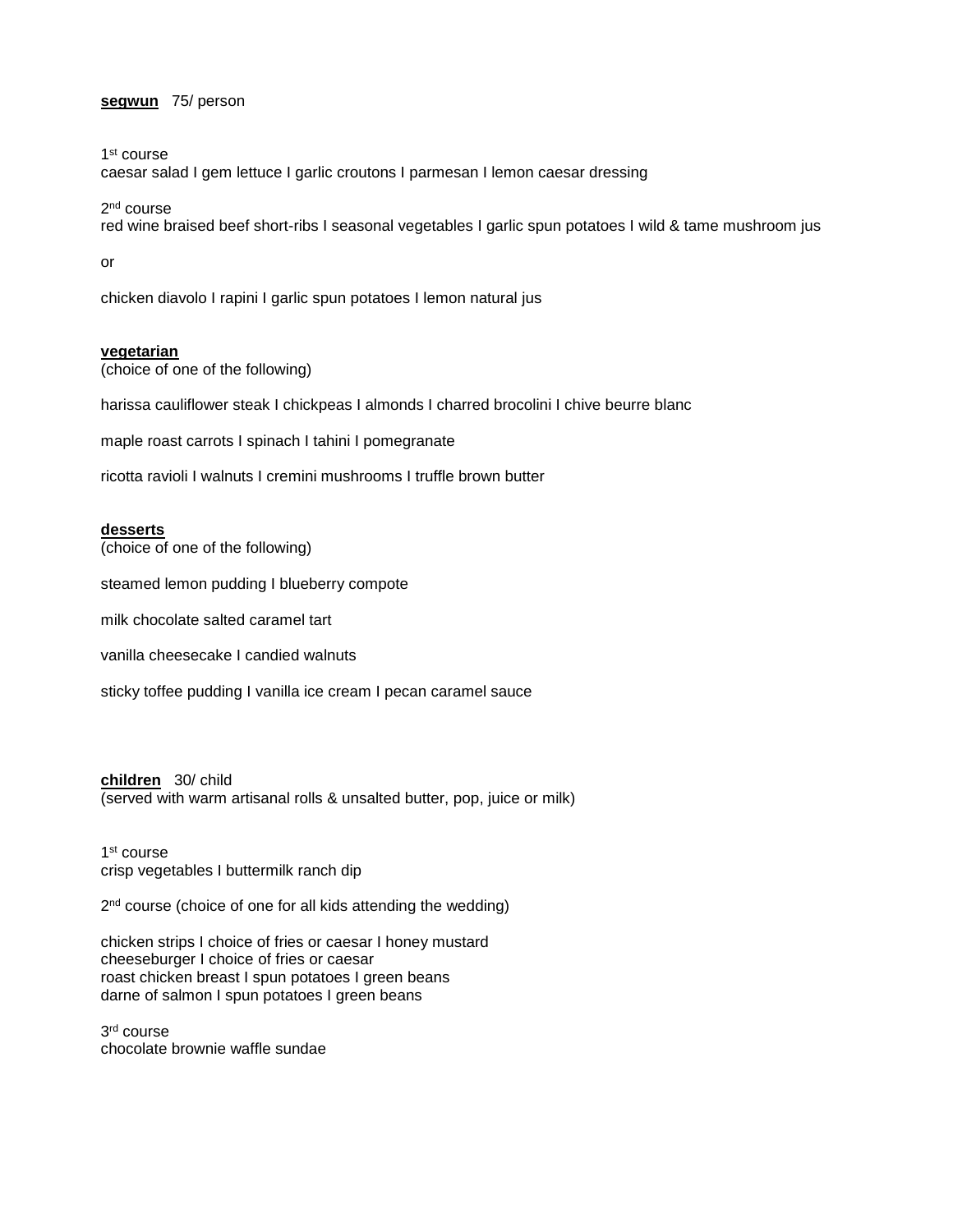**segwun**   75/ person

1st course
caesar salad I gem lettuce I garlic croutons I parmesan I lemon caesar dressing

2nd course
red wine braised beef short-ribs I seasonal vegetables I garlic spun potatoes I wild & tame mushroom jus

or

chicken diavolo I rapini I garlic spun potatoes I lemon natural jus

**vegetarian**
(choice of one of the following)

harissa cauliflower steak I chickpeas I almonds I charred brocolini I chive beurre blanc

maple roast carrots I spinach I tahini I pomegranate

ricotta ravioli I walnuts I cremini mushrooms I truffle brown butter

**desserts**
(choice of one of the following)

steamed lemon pudding I blueberry compote

milk chocolate salted caramel tart

vanilla cheesecake I candied walnuts

sticky toffee pudding I vanilla ice cream I pecan caramel sauce

**children**   30/ child
(served with warm artisanal rolls & unsalted butter, pop, juice or milk)

1st course
crisp vegetables I buttermilk ranch dip

2nd course (choice of one for all kids attending the wedding)

chicken strips I choice of fries or caesar I honey mustard
cheeseburger I choice of fries or caesar
roast chicken breast I spun potatoes I green beans
darne of salmon I spun potatoes I green beans

3rd course
chocolate brownie waffle sundae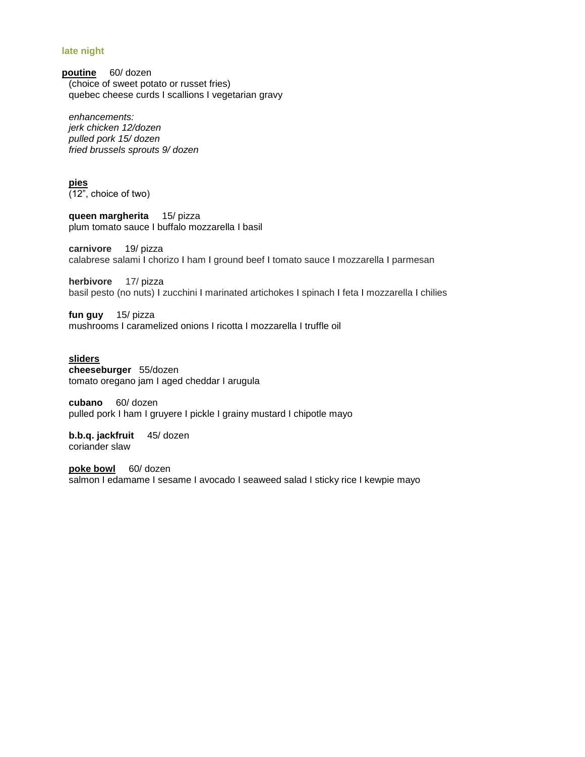## late night

**poutine** 60/ dozen
(choice of sweet potato or russet fries)
quebec cheese curds I scallions I vegetarian gravy

*enhancements:*
*jerk chicken 12/dozen*
*pulled pork 15/ dozen*
*fried brussels sprouts 9/ dozen*

**pies**
(12", choice of two)

**queen margherita** 15/ pizza
plum tomato sauce I buffalo mozzarella I basil

**carnivore** 19/ pizza
calabrese salami I chorizo I ham I ground beef I tomato sauce I mozzarella I parmesan

**herbivore** 17/ pizza
basil pesto (no nuts) I zucchini I marinated artichokes I spinach I feta I mozzarella I chilies

**fun guy** 15/ pizza
mushrooms I caramelized onions I ricotta I mozzarella I truffle oil

**sliders**
**cheeseburger** 55/dozen
tomato oregano jam I aged cheddar I arugula

**cubano** 60/ dozen
pulled pork I ham I gruyere I pickle I grainy mustard I chipotle mayo

**b.b.q. jackfruit** 45/ dozen
coriander slaw

**poke bowl** 60/ dozen
salmon I edamame I sesame I avocado I seaweed salad I sticky rice I kewpie mayo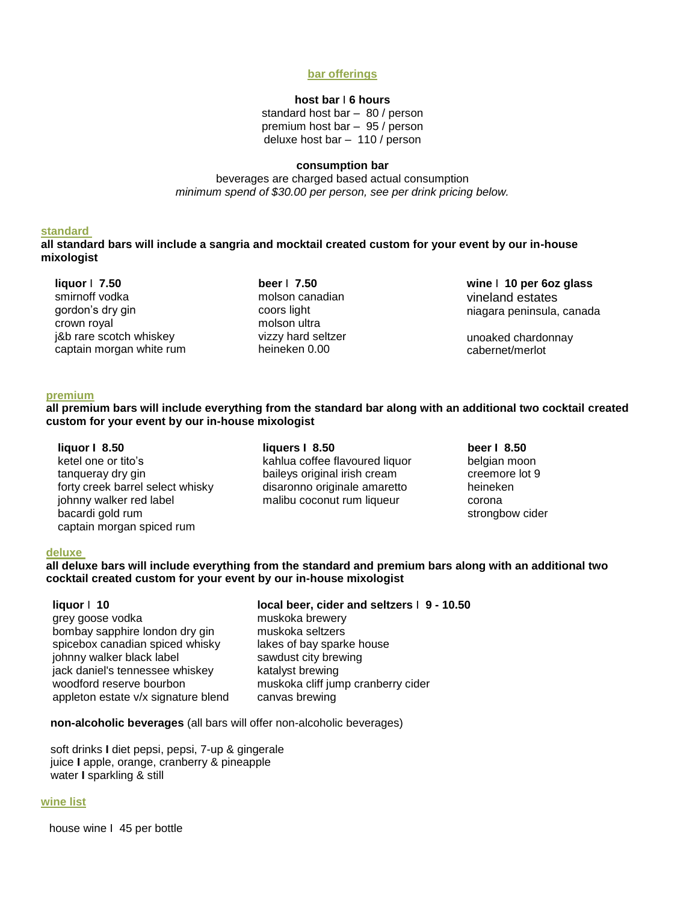## bar offerings

**host bar I 6 hours**

standard host bar – 80 / person
premium host bar – 95 / person
deluxe host bar – 110 / person

**consumption bar**

beverages are charged based actual consumption
*minimum spend of $30.00 per person, see per drink pricing below.*

## standard

**all standard bars will include a sangria and mocktail created custom for your event by our in-house mixologist**

**liquor I 7.50**
smirnoff vodka
gordon's dry gin
crown royal
j&b rare scotch whiskey
captain morgan white rum

**beer I 7.50**
molson canadian
coors light
molson ultra
vizzy hard seltzer
heineken 0.00

**wine I 10 per 6oz glass**
vineland estates
niagara peninsula, canada

unoaked chardonnay
cabernet/merlot

## premium

**all premium bars will include everything from the standard bar along with an additional two cocktail created custom for your event by our in-house mixologist**

**liquor I 8.50**
ketel one or tito's
tanqueray dry gin
forty creek barrel select whisky
johnny walker red label
bacardi gold rum
captain morgan spiced rum

**liquers I 8.50**
kahlua coffee flavoured liquor
baileys original irish cream
disaronno originale amaretto
malibu coconut rum liqueur

**beer I 8.50**
belgian moon
creemore lot 9
heineken
corona
strongbow cider

## deluxe

**all deluxe bars will include everything from the standard and premium bars along with an additional two cocktail created custom for your event by our in-house mixologist**

**liquor I 10**
grey goose vodka
bombay sapphire london dry gin
spicebox canadian spiced whisky
johnny walker black label
jack daniel's tennessee whiskey
woodford reserve bourbon
appleton estate v/x signature blend

**local beer, cider and seltzers I 9 - 10.50**
muskoka brewery
muskoka seltzers
lakes of bay sparke house
sawdust city brewing
katalyst brewing
muskoka cliff jump cranberry cider
canvas brewing

**non-alcoholic beverages** (all bars will offer non-alcoholic beverages)

soft drinks **I** diet pepsi, pepsi, 7-up & gingerale
juice **I** apple, orange, cranberry & pineapple
water **I** sparkling & still

## wine list

house wine I 45 per bottle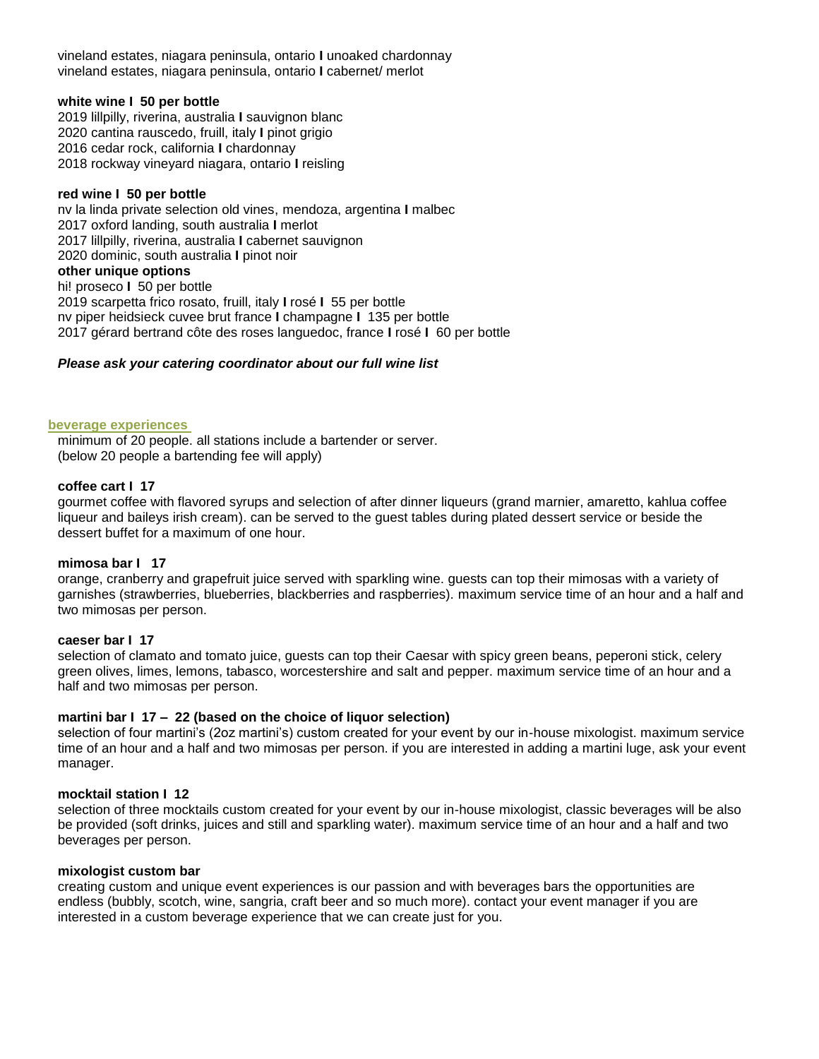vineland estates, niagara peninsula, ontario **I** unoaked chardonnay
vineland estates, niagara peninsula, ontario **I** cabernet/ merlot

**white wine I 50 per bottle**
2019 lillpilly, riverina, australia **I** sauvignon blanc
2020 cantina rauscedo, fruill, italy **I** pinot grigio
2016 cedar rock, california **I** chardonnay
2018 rockway vineyard niagara, ontario **I** reisling

**red wine I 50 per bottle**
nv la linda private selection old vines, mendoza, argentina **I** malbec
2017 oxford landing, south australia **I** merlot
2017 lillpilly, riverina, australia **I** cabernet sauvignon
2020 dominic, south australia **I** pinot noir

**other unique options**
hi! proseco **I** 50 per bottle
2019 scarpetta frico rosato, fruill, italy **I** rosé **I** 55 per bottle
nv piper heidsieck cuvee brut france **I** champagne **I** 135 per bottle
2017 gérard bertrand côte des roses languedoc, france **I** rosé **I** 60 per bottle

***Please ask your catering coordinator about our full wine list***

## beverage experiences

minimum of 20 people. all stations include a bartender or server.
(below 20 people a bartending fee will apply)

**coffee cart I 17**
gourmet coffee with flavored syrups and selection of after dinner liqueurs (grand marnier, amaretto, kahlua coffee liqueur and baileys irish cream). can be served to the guest tables during plated dessert service or beside the dessert buffet for a maximum of one hour.

**mimosa bar I 17**
orange, cranberry and grapefruit juice served with sparkling wine. guests can top their mimosas with a variety of garnishes (strawberries, blueberries, blackberries and raspberries). maximum service time of an hour and a half and two mimosas per person.

**caeser bar I 17**
selection of clamato and tomato juice, guests can top their Caesar with spicy green beans, peperoni stick, celery green olives, limes, lemons, tabasco, worcestershire and salt and pepper. maximum service time of an hour and a half and two mimosas per person.

**martini bar I 17 – 22 (based on the choice of liquor selection)**
selection of four martini's (2oz martini's) custom created for your event by our in-house mixologist. maximum service time of an hour and a half and two mimosas per person. if you are interested in adding a martini luge, ask your event manager.

**mocktail station I 12**
selection of three mocktails custom created for your event by our in-house mixologist, classic beverages will be also be provided (soft drinks, juices and still and sparkling water). maximum service time of an hour and a half and two beverages per person.

**mixologist custom bar**
creating custom and unique event experiences is our passion and with beverages bars the opportunities are endless (bubbly, scotch, wine, sangria, craft beer and so much more). contact your event manager if you are interested in a custom beverage experience that we can create just for you.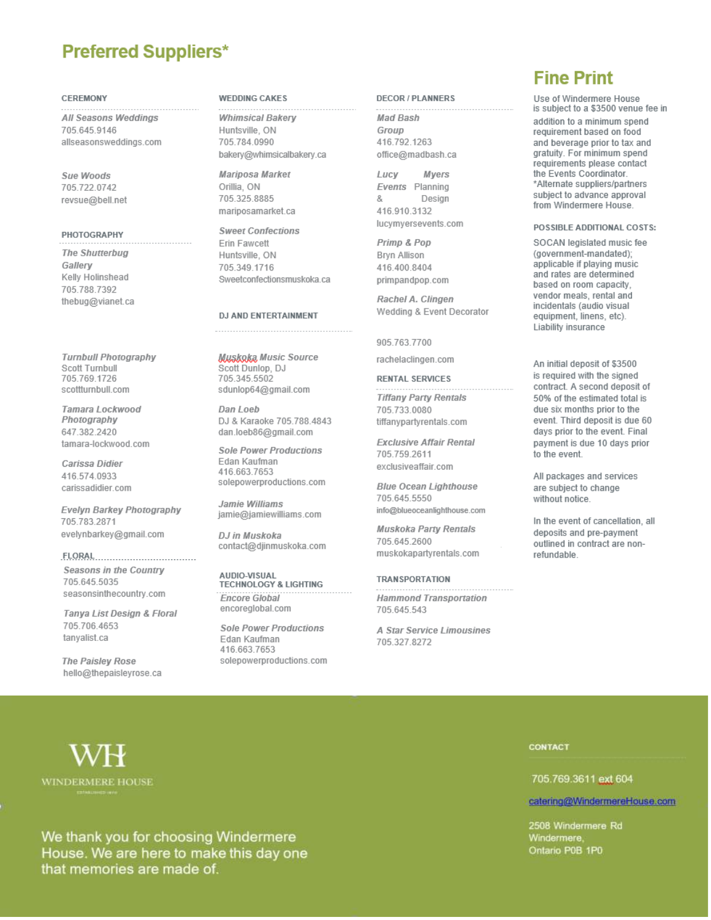## Preferred Suppliers*

### CEREMONY

*All Seasons Weddings*
705.645.9146
allseasonsweddings.com

*Sue Woods*
705.722.0742
revsue@bell.net

### PHOTOGRAPHY

*The Shutterbug Gallery*
Kelly Holinshead
705.788.7392
thebug@vianet.ca

*Turnbull Photography*
Scott Turnbull
705.769.1726
scottturnbull.com

*Tamara Lockwood Photography*
647.382.2420
tamara-lockwood.com

*Carissa Didier*
416.574.0933
carissadidier.com

*Evelyn Barkey Photography*
705.783.2871
evelynbarkey@gmail.com

### FLORAL

*Seasons in the Country*
705.645.5035
seasonsinthecountry.com

*Tanya List Design & Floral*
705.706.4653
tanyalist.ca

*The Paisley Rose*
hello@thepaisleyrose.ca

### WEDDING CAKES

*Whimsical Bakery*
Huntsville, ON
705.784.0990
bakery@whimsicalbakery.ca

*Mariposa Market*
Orillia, ON
705.325.8885
mariposamarket.ca

*Sweet Confections*
Erin Fawcett
Huntsville, ON
705.349.1716
Sweetconfectionsmuskoka.ca

### DJ AND ENTERTAINMENT

*Muskoka Music Source*
Scott Dunlop, DJ
705.345.5502
sdunlop64@gmail.com

*Dan Loeb*
DJ & Karaoke 705.788.4843
dan.loeb86@gmail.com

*Sole Power Productions*
Edan Kaufman
416.663.7653
solepowerproductions.com

*Jamie Williams*
jamie@jamiewilliams.com

*DJ in Muskoka*
contact@djinmuskoka.com

### AUDIO-VISUAL TECHNOLOGY & LIGHTING

*Encore Global*
encoreglobal.com

*Sole Power Productions*
Edan Kaufman
416.663.7653
solepowerproductions.com

### DECOR / PLANNERS

*Mad Bash Group*
416.792.1263
office@madbash.ca

*Lucy Myers Events* Planning & Design
416.910.3132
lucymyersevents.com

*Primp & Pop*
Bryn Allison
416.400.8404
primpandpop.com

*Rachel A. Clingen*
Wedding & Event Decorator

905.763.7700

rachelaclingen.com

### RENTAL SERVICES

*Tiffany Party Rentals*
705.733.0080
tiffanypartyrentals.com

*Exclusive Affair Rental*
705.759.2611
exclusiveaffair.com

*Blue Ocean Lighthouse*
705.645.5550
info@blueoceanlighthouse.com

*Muskoka Party Rentals*
705.645.2600
muskokapartyrentals.com

### TRANSPORTATION

*Hammond Transportation*
705.645.543

*A Star Service Limousines*
705.327.8272

## Fine Print

Use of Windermere House is subject to a $3500 venue fee in addition to a minimum spend requirement based on food and beverage prior to tax and gratuity. For minimum spend requirements please contact the Events Coordinator.
*Alternate suppliers/partners subject to advance approval from Windermere House.

### POSSIBLE ADDITIONAL COSTS:

SOCAN legislated music fee (government-mandated); applicable if playing music and rates are determined based on room capacity, vendor meals, rental and incidentals (audio visual equipment, linens, etc). Liability insurance

An initial deposit of $3500 is required with the signed contract. A second deposit of 50% of the estimated total is due six months prior to the event. Third deposit is due 60 days prior to the event. Final payment is due 10 days prior to the event.

All packages and services are subject to change without notice.

In the event of cancellation, all deposits and pre-payment outlined in contract are non-refundable.

WH
WINDERMERE HOUSE

We thank you for choosing Windermere House. We are here to make this day one that memories are made of.

### CONTACT

705.769.3611 ext 604

catering@WindermereHouse.com

2508 Windermere Rd
Windermere,
Ontario P0B 1P0